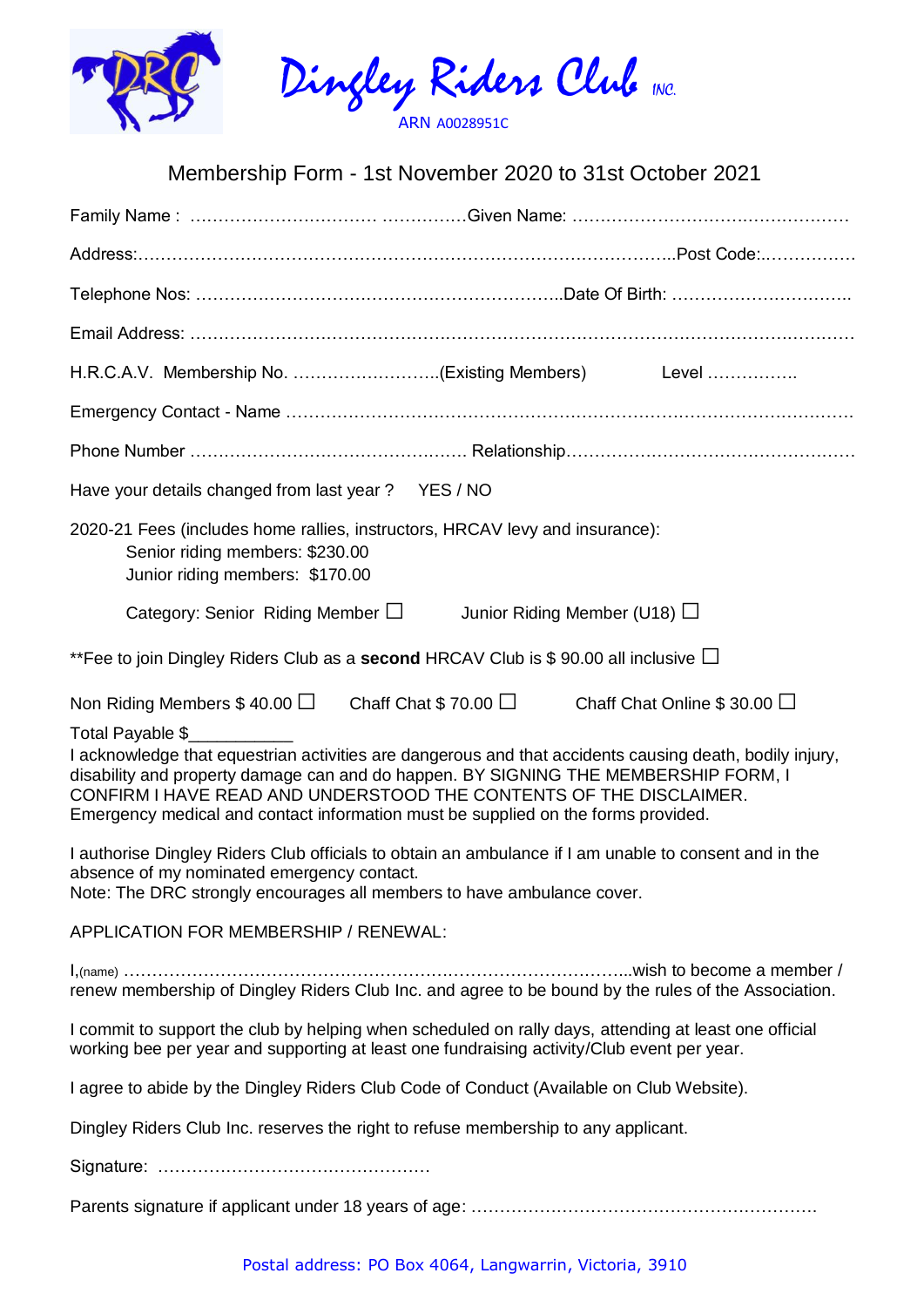# Dingley Riders Club INC.

ARN A0028951C

## Membership Form - 1st November 2020 to 31st October 2021

Family Name : …………………………… ……………Given Name: …………………………………………

Address:……………………………………………………………………………………..Post Code:…………….

Telephone Nos: ………………………………………………………..Date Of Birth: …………………………..

Email Address: ………………………………………………………………………………………………………

H.R.C.A.V. Membership No. ……………………..(Existing Members) Level …………….

Emergency Contact - Name …………………………………………………………………………………….

Phone Number …………………………………………. Relationship……………………………………………

Have your details changed from last year ? YES / NO

2020-21 Fees (includes home rallies, instructors, HRCAV levy and insurance):
- Senior riding members: $230.00
- Junior riding members: $170.00

Category: Senior Riding Member ☐ Junior Riding Member (U18) ☐

**Fee to join Dingley Riders Club as a **second** HRCAV Club is $ 90.00 all inclusive ☐

Non Riding Members $ 40.00 ☐ Chaff Chat $ 70.00 ☐ Chaff Chat Online $ 30.00 ☐

Total Payable $___________

I acknowledge that equestrian activities are dangerous and that accidents causing death, bodily injury, disability and property damage can and do happen. BY SIGNING THE MEMBERSHIP FORM, I CONFIRM I HAVE READ AND UNDERSTOOD THE CONTENTS OF THE DISCLAIMER. Emergency medical and contact information must be supplied on the forms provided.

I authorise Dingley Riders Club officials to obtain an ambulance if I am unable to consent and in the absence of my nominated emergency contact.
Note: The DRC strongly encourages all members to have ambulance cover.

APPLICATION FOR MEMBERSHIP / RENEWAL:

I,(name) …………………………………………………………………………..wish to become a member / renew membership of Dingley Riders Club Inc. and agree to be bound by the rules of the Association.

I commit to support the club by helping when scheduled on rally days, attending at least one official working bee per year and supporting at least one fundraising activity/Club event per year.

I agree to abide by the Dingley Riders Club Code of Conduct (Available on Club Website).

Dingley Riders Club Inc. reserves the right to refuse membership to any applicant.

Signature: …………………………………………

Parents signature if applicant under 18 years of age: ……………………………………………………

Postal address: PO Box 4064, Langwarrin, Victoria, 3910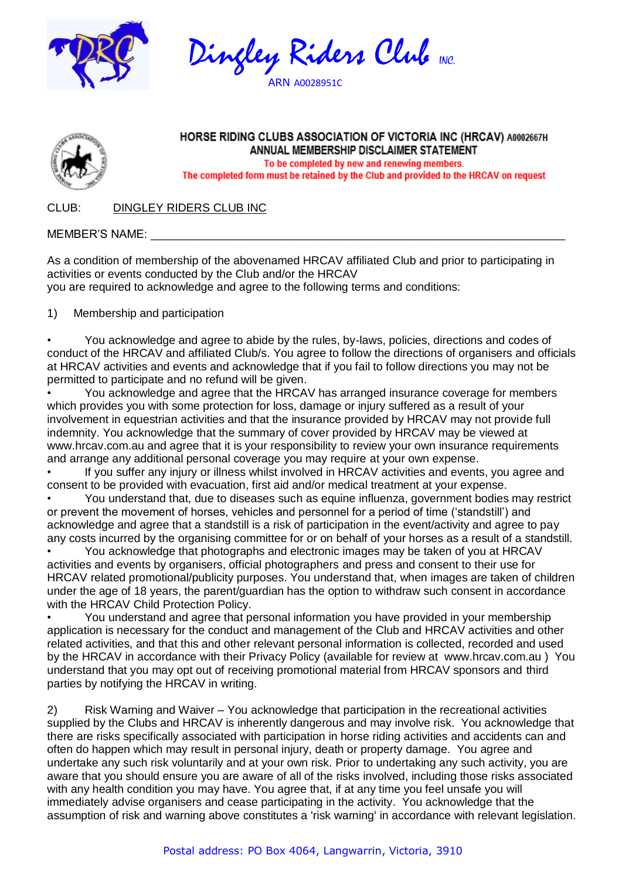# Dingley Riders Club INC.

ARN A0028951C

## HORSE RIDING CLUBS ASSOCIATION OF VICTORIA INC (HRCAV) A0002667H
## ANNUAL MEMBERSHIP DISCLAIMER STATEMENT

**To be completed by new and renewing members.**
**The completed form must be retained by the Club and provided to the HRCAV on request**

CLUB: DINGLEY RIDERS CLUB INC

MEMBER'S NAME: ___________________________________________________________

As a condition of membership of the abovenamed HRCAV affiliated Club and prior to participating in activities or events conducted by the Club and/or the HRCAV you are required to acknowledge and agree to the following terms and conditions:

1) Membership and participation

- You acknowledge and agree to abide by the rules, by-laws, policies, directions and codes of conduct of the HRCAV and affiliated Club/s. You agree to follow the directions of organisers and officials at HRCAV activities and events and acknowledge that if you fail to follow directions you may not be permitted to participate and no refund will be given.
- You acknowledge and agree that the HRCAV has arranged insurance coverage for members which provides you with some protection for loss, damage or injury suffered as a result of your involvement in equestrian activities and that the insurance provided by HRCAV may not provide full indemnity. You acknowledge that the summary of cover provided by HRCAV may be viewed at www.hrcav.com.au and agree that it is your responsibility to review your own insurance requirements and arrange any additional personal coverage you may require at your own expense.
- If you suffer any injury or illness whilst involved in HRCAV activities and events, you agree and consent to be provided with evacuation, first aid and/or medical treatment at your expense.
- You understand that, due to diseases such as equine influenza, government bodies may restrict or prevent the movement of horses, vehicles and personnel for a period of time ('standstill') and acknowledge and agree that a standstill is a risk of participation in the event/activity and agree to pay any costs incurred by the organising committee for or on behalf of your horses as a result of a standstill.
- You acknowledge that photographs and electronic images may be taken of you at HRCAV activities and events by organisers, official photographers and press and consent to their use for HRCAV related promotional/publicity purposes. You understand that, when images are taken of children under the age of 18 years, the parent/guardian has the option to withdraw such consent in accordance with the HRCAV Child Protection Policy.
- You understand and agree that personal information you have provided in your membership application is necessary for the conduct and management of the Club and HRCAV activities and other related activities, and that this and other relevant personal information is collected, recorded and used by the HRCAV in accordance with their Privacy Policy (available for review at www.hrcav.com.au ) You understand that you may opt out of receiving promotional material from HRCAV sponsors and third parties by notifying the HRCAV in writing.

2) Risk Warning and Waiver – You acknowledge that participation in the recreational activities supplied by the Clubs and HRCAV is inherently dangerous and may involve risk. You acknowledge that there are risks specifically associated with participation in horse riding activities and accidents can and often do happen which may result in personal injury, death or property damage. You agree and undertake any such risk voluntarily and at your own risk. Prior to undertaking any such activity, you are aware that you should ensure you are aware of all of the risks involved, including those risks associated with any health condition you may have. You agree that, if at any time you feel unsafe you will immediately advise organisers and cease participating in the activity. You acknowledge that the assumption of risk and warning above constitutes a 'risk warning' in accordance with relevant legislation.

Postal address: PO Box 4064, Langwarrin, Victoria, 3910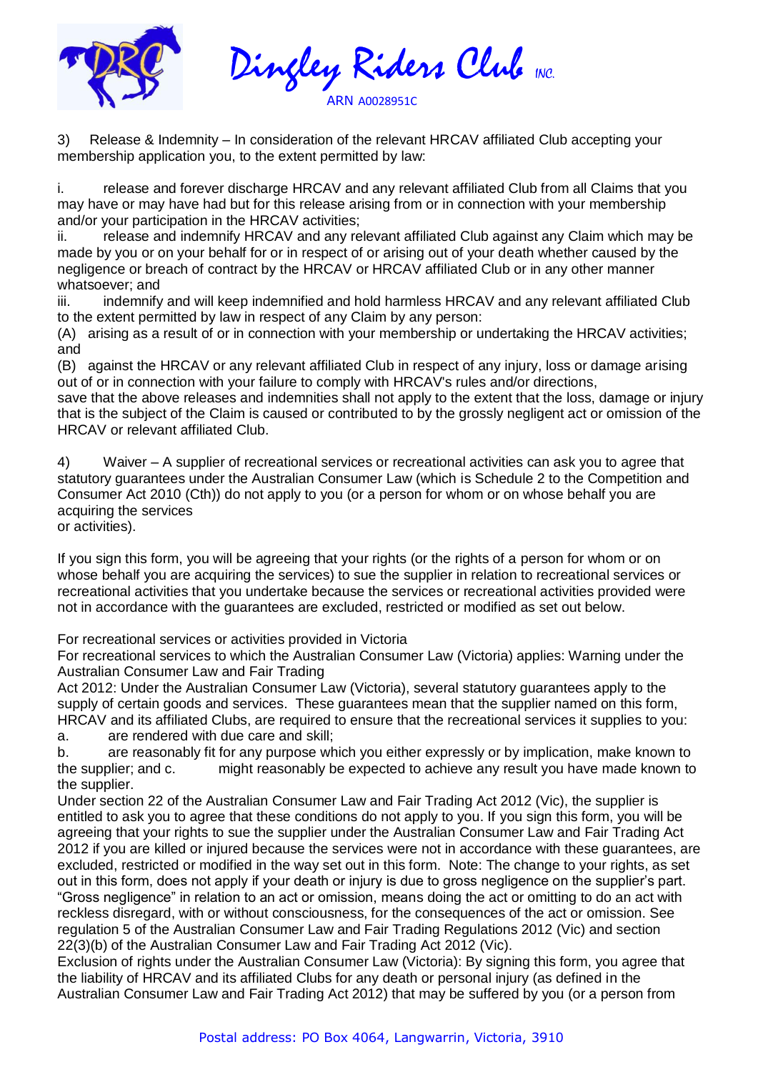3) Release & Indemnity – In consideration of the relevant HRCAV affiliated Club accepting your membership application you, to the extent permitted by law:

i. release and forever discharge HRCAV and any relevant affiliated Club from all Claims that you may have or may have had but for this release arising from or in connection with your membership and/or your participation in the HRCAV activities;
ii. release and indemnify HRCAV and any relevant affiliated Club against any Claim which may be made by you or on your behalf for or in respect of or arising out of your death whether caused by the negligence or breach of contract by the HRCAV or HRCAV affiliated Club or in any other manner whatsoever; and
iii. indemnify and will keep indemnified and hold harmless HRCAV and any relevant affiliated Club to the extent permitted by law in respect of any Claim by any person:
(A) arising as a result of or in connection with your membership or undertaking the HRCAV activities; and
(B) against the HRCAV or any relevant affiliated Club in respect of any injury, loss or damage arising out of or in connection with your failure to comply with HRCAV's rules and/or directions,
save that the above releases and indemnities shall not apply to the extent that the loss, damage or injury that is the subject of the Claim is caused or contributed to by the grossly negligent act or omission of the HRCAV or relevant affiliated Club.

4) Waiver – A supplier of recreational services or recreational activities can ask you to agree that statutory guarantees under the Australian Consumer Law (which is Schedule 2 to the Competition and Consumer Act 2010 (Cth)) do not apply to you (or a person for whom or on whose behalf you are acquiring the services
or activities).

If you sign this form, you will be agreeing that your rights (or the rights of a person for whom or on whose behalf you are acquiring the services) to sue the supplier in relation to recreational services or recreational activities that you undertake because the services or recreational activities provided were not in accordance with the guarantees are excluded, restricted or modified as set out below.

For recreational services or activities provided in Victoria
For recreational services to which the Australian Consumer Law (Victoria) applies: Warning under the Australian Consumer Law and Fair Trading
Act 2012: Under the Australian Consumer Law (Victoria), several statutory guarantees apply to the supply of certain goods and services. These guarantees mean that the supplier named on this form, HRCAV and its affiliated Clubs, are required to ensure that the recreational services it supplies to you:
a. are rendered with due care and skill;
b. are reasonably fit for any purpose which you either expressly or by implication, make known to the supplier; and c. might reasonably be expected to achieve any result you have made known to the supplier.
Under section 22 of the Australian Consumer Law and Fair Trading Act 2012 (Vic), the supplier is entitled to ask you to agree that these conditions do not apply to you. If you sign this form, you will be agreeing that your rights to sue the supplier under the Australian Consumer Law and Fair Trading Act 2012 if you are killed or injured because the services were not in accordance with these guarantees, are excluded, restricted or modified in the way set out in this form. Note: The change to your rights, as set out in this form, does not apply if your death or injury is due to gross negligence on the supplier's part. "Gross negligence" in relation to an act or omission, means doing the act or omitting to do an act with reckless disregard, with or without consciousness, for the consequences of the act or omission. See regulation 5 of the Australian Consumer Law and Fair Trading Regulations 2012 (Vic) and section 22(3)(b) of the Australian Consumer Law and Fair Trading Act 2012 (Vic).
Exclusion of rights under the Australian Consumer Law (Victoria): By signing this form, you agree that the liability of HRCAV and its affiliated Clubs for any death or personal injury (as defined in the Australian Consumer Law and Fair Trading Act 2012) that may be suffered by you (or a person from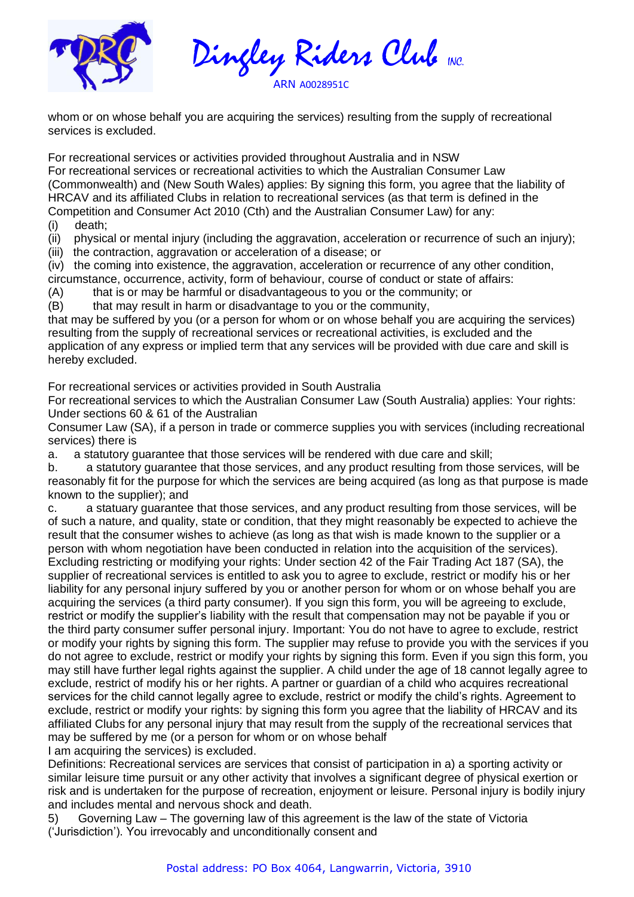whom or on whose behalf you are acquiring the services) resulting from the supply of recreational services is excluded.

For recreational services or activities provided throughout Australia and in NSW
For recreational services or recreational activities to which the Australian Consumer Law (Commonwealth) and (New South Wales) applies: By signing this form, you agree that the liability of HRCAV and its affiliated Clubs in relation to recreational services (as that term is defined in the Competition and Consumer Act 2010 (Cth) and the Australian Consumer Law) for any:
(i) death;
(ii) physical or mental injury (including the aggravation, acceleration or recurrence of such an injury);
(iii) the contraction, aggravation or acceleration of a disease; or
(iv) the coming into existence, the aggravation, acceleration or recurrence of any other condition, circumstance, occurrence, activity, form of behaviour, course of conduct or state of affairs:
(A) that is or may be harmful or disadvantageous to you or the community; or
(B) that may result in harm or disadvantage to you or the community,
that may be suffered by you (or a person for whom or on whose behalf you are acquiring the services) resulting from the supply of recreational services or recreational activities, is excluded and the application of any express or implied term that any services will be provided with due care and skill is hereby excluded.

For recreational services or activities provided in South Australia
For recreational services to which the Australian Consumer Law (South Australia) applies: Your rights: Under sections 60 & 61 of the Australian
Consumer Law (SA), if a person in trade or commerce supplies you with services (including recreational services) there is
a. a statutory guarantee that those services will be rendered with due care and skill;
b. a statutory guarantee that those services, and any product resulting from those services, will be reasonably fit for the purpose for which the services are being acquired (as long as that purpose is made known to the supplier); and
c. a statuary guarantee that those services, and any product resulting from those services, will be of such a nature, and quality, state or condition, that they might reasonably be expected to achieve the result that the consumer wishes to achieve (as long as that wish is made known to the supplier or a person with whom negotiation have been conducted in relation into the acquisition of the services).
Excluding restricting or modifying your rights: Under section 42 of the Fair Trading Act 187 (SA), the supplier of recreational services is entitled to ask you to agree to exclude, restrict or modify his or her liability for any personal injury suffered by you or another person for whom or on whose behalf you are acquiring the services (a third party consumer). If you sign this form, you will be agreeing to exclude, restrict or modify the supplier's liability with the result that compensation may not be payable if you or the third party consumer suffer personal injury. Important: You do not have to agree to exclude, restrict or modify your rights by signing this form. The supplier may refuse to provide you with the services if you do not agree to exclude, restrict or modify your rights by signing this form. Even if you sign this form, you may still have further legal rights against the supplier. A child under the age of 18 cannot legally agree to exclude, restrict of modify his or her rights. A partner or guardian of a child who acquires recreational services for the child cannot legally agree to exclude, restrict or modify the child's rights. Agreement to exclude, restrict or modify your rights: by signing this from you agree that the liability of HRCAV and its affiliated Clubs for any personal injury that may result from the supply of the recreational services that may be suffered by me (or a person for whom or on whose behalf
I am acquiring the services) is excluded.
Definitions: Recreational services are services that consist of participation in a) a sporting activity or similar leisure time pursuit or any other activity that involves a significant degree of physical exertion or risk and is undertaken for the purpose of recreation, enjoyment or leisure. Personal injury is bodily injury and includes mental and nervous shock and death.
5) Governing Law – The governing law of this agreement is the law of the state of Victoria ('Jurisdiction'). You irrevocably and unconditionally consent and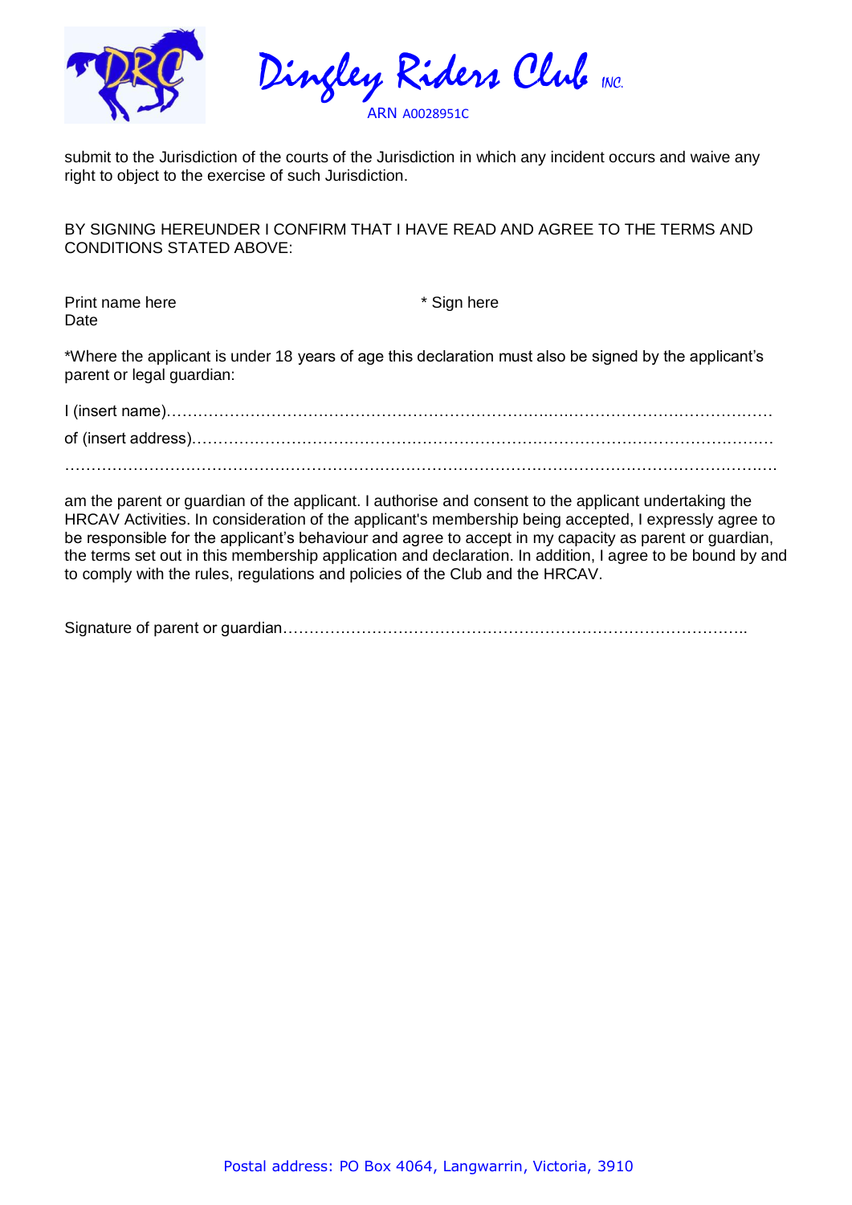submit to the Jurisdiction of the courts of the Jurisdiction in which any incident occurs and waive any right to object to the exercise of such Jurisdiction.

BY SIGNING HEREUNDER I CONFIRM THAT I HAVE READ AND AGREE TO THE TERMS AND CONDITIONS STATED ABOVE:

Print name here                                                * Sign here
Date

*Where the applicant is under 18 years of age this declaration must also be signed by the applicant's parent or legal guardian:

I (insert name)……………………………………………………………………………………………………

of (insert address)………………………………………………………………………………………………

…………………………………………………………………………………………………………………….

am the parent or guardian of the applicant. I authorise and consent to the applicant undertaking the HRCAV Activities. In consideration of the applicant's membership being accepted, I expressly agree to be responsible for the applicant's behaviour and agree to accept in my capacity as parent or guardian, the terms set out in this membership application and declaration. In addition, I agree to be bound by and to comply with the rules, regulations and policies of the Club and the HRCAV.

Signature of parent or guardian…………………………………………………………………………..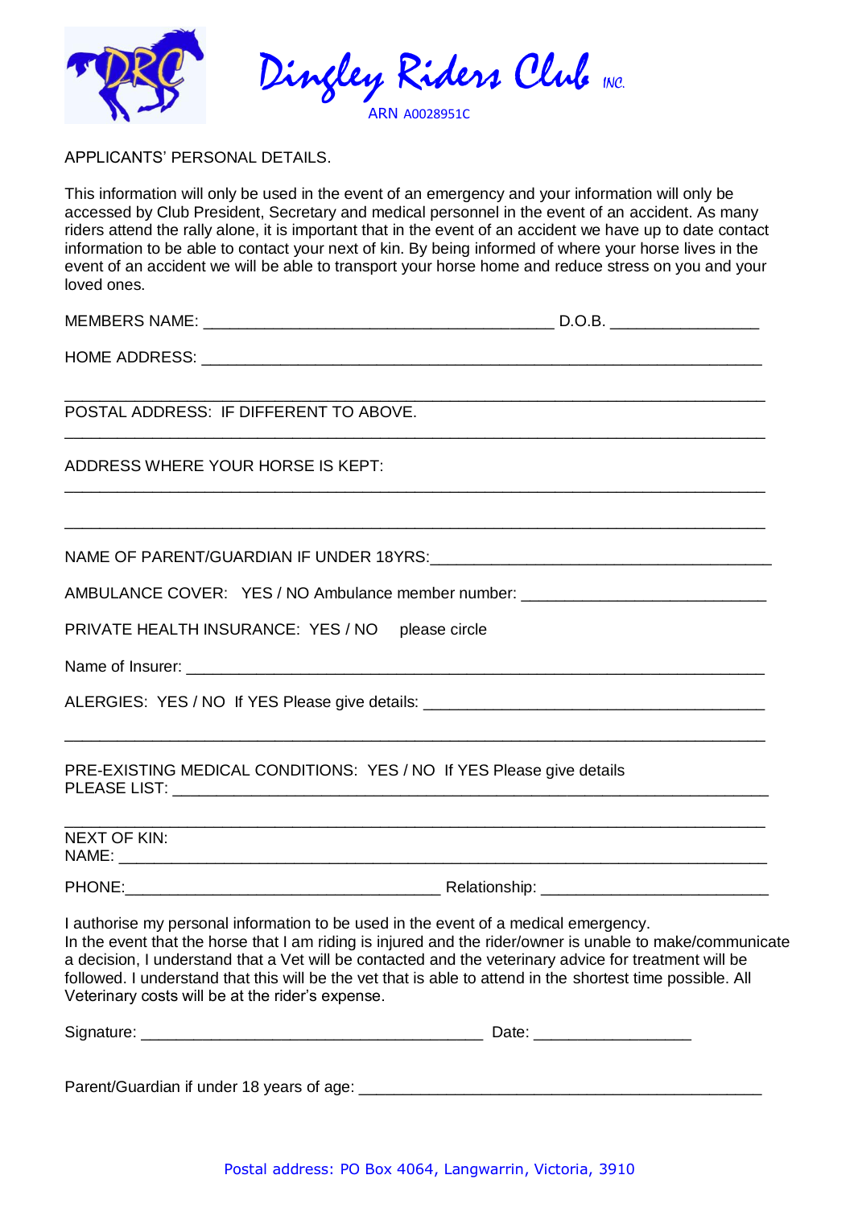# Dingley Riders Club INC.

ARN A0028951C

APPLICANTS' PERSONAL DETAILS.

This information will only be used in the event of an emergency and your information will only be accessed by Club President, Secretary and medical personnel in the event of an accident. As many riders attend the rally alone, it is important that in the event of an accident we have up to date contact information to be able to contact your next of kin. By being informed of where your horse lives in the event of an accident we will be able to transport your horse home and reduce stress on you and your loved ones.

MEMBERS NAME: _______________________________________ D.O.B. ________________

HOME ADDRESS: _______________________________________________________________

_____________________________________________________________________________

POSTAL ADDRESS: IF DIFFERENT TO ABOVE.

_____________________________________________________________________________

ADDRESS WHERE YOUR HORSE IS KEPT:

_____________________________________________________________________________

_____________________________________________________________________________

NAME OF PARENT/GUARDIAN IF UNDER 18YRS:______________________________________

AMBULANCE COVER: YES / NO Ambulance member number: ___________________________

PRIVATE HEALTH INSURANCE: YES / NO please circle

Name of Insurer: ______________________________________________________________

ALERGIES: YES / NO If YES Please give details: _____________________________________

_____________________________________________________________________________

PRE-EXISTING MEDICAL CONDITIONS: YES / NO If YES Please give details
PLEASE LIST: __________________________________________________________________

_____________________________________________________________________________

NEXT OF KIN:
NAME: ________________________________________________________________________

PHONE:___________________________________ Relationship: _________________________

I authorise my personal information to be used in the event of a medical emergency.
In the event that the horse that I am riding is injured and the rider/owner is unable to make/communicate a decision, I understand that a Vet will be contacted and the veterinary advice for treatment will be followed. I understand that this will be the vet that is able to attend in the shortest time possible. All Veterinary costs will be at the rider's expense.

Signature: _______________________________________ Date: __________________

Parent/Guardian if under 18 years of age: _______________________________________________

Postal address: PO Box 4064, Langwarrin, Victoria, 3910